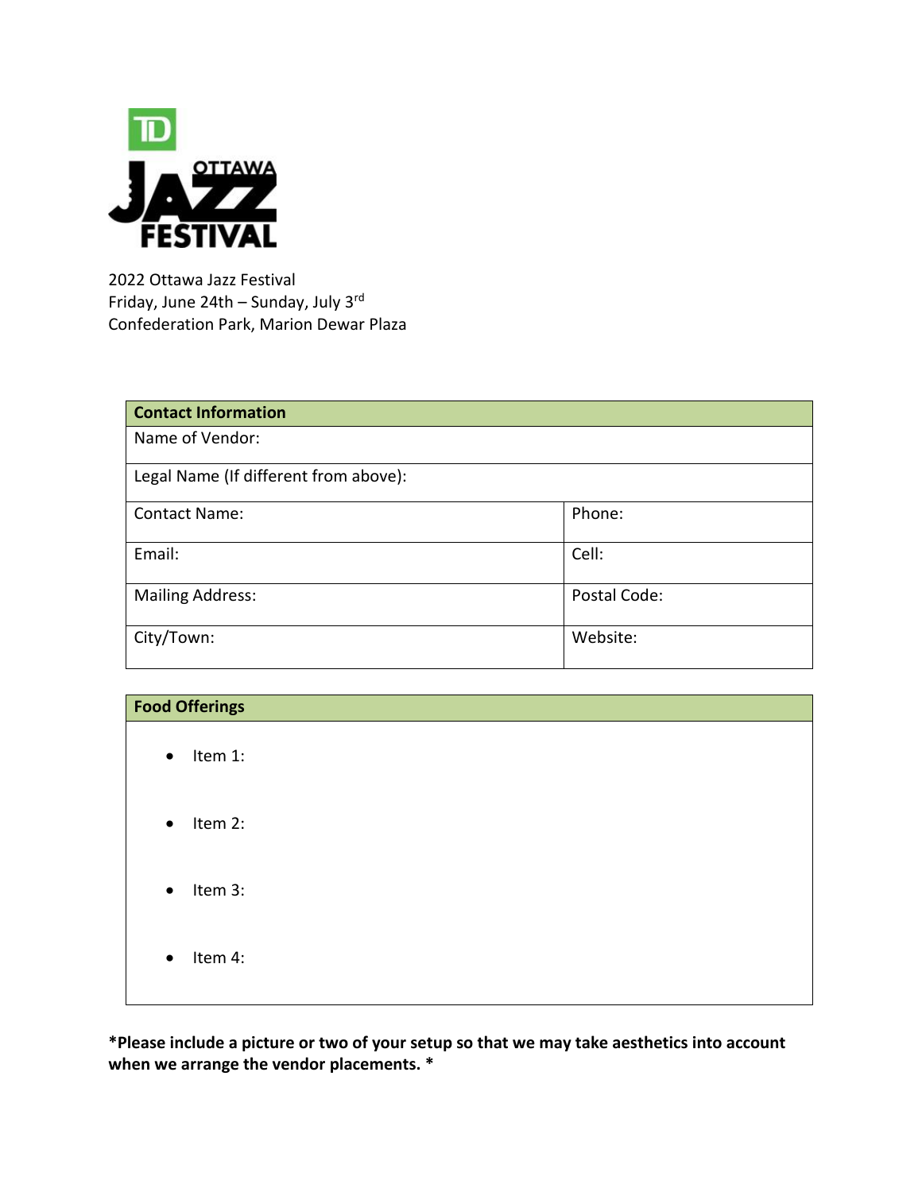TD OTTAWA JAZZ FESTIVAL

2022 Ottawa Jazz Festival
Friday, June 24th – Sunday, July 3rd
Confederation Park, Marion Dewar Plaza

| **Contact Information** | |
| --- | --- |
| Name of Vendor: | |
| Legal Name (If different from above): | |
| Contact Name: | Phone: |
| Email: | Cell: |
| Mailing Address: | Postal Code: |
| City/Town: | Website: |

| **Food Offerings** |
| --- |
| • Item 1: <br>• Item 2: <br>• Item 3: <br>• Item 4: |

**\*Please include a picture or two of your setup so that we may take aesthetics into account when we arrange the vendor placements. \***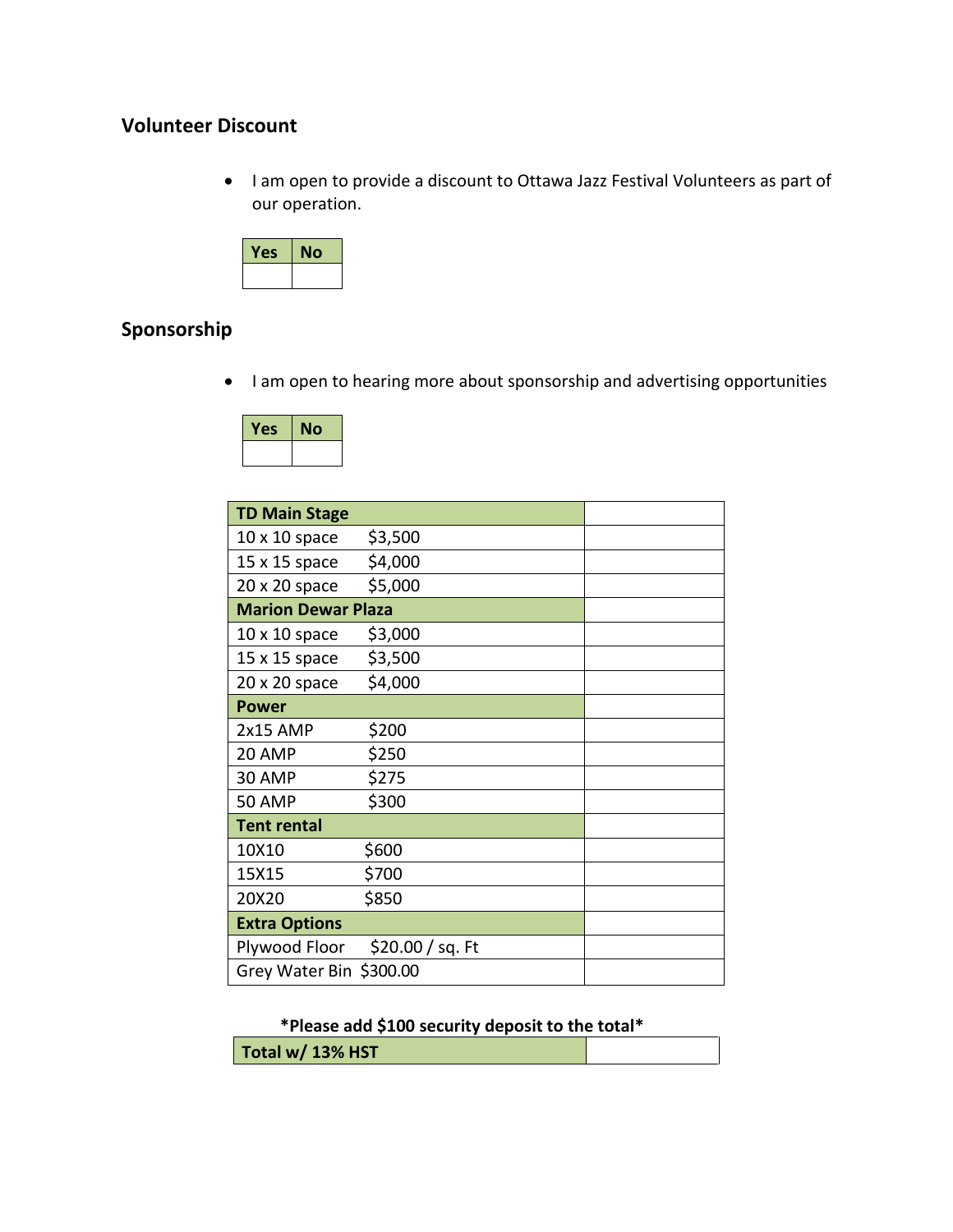## Volunteer Discount

- I am open to provide a discount to Ottawa Jazz Festival Volunteers as part of our operation.

| Yes | No |
|---|---|
| | |

## Sponsorship

- I am open to hearing more about sponsorship and advertising opportunities

| Yes | No |
|---|---|
| | |

| **TD Main Stage** | | |
|---|---|---|
| 10 x 10 space | $3,500 | |
| 15 x 15 space | $4,000 | |
| 20 x 20 space | $5,000 | |
| **Marion Dewar Plaza** | | |
| 10 x 10 space | $3,000 | |
| 15 x 15 space | $3,500 | |
| 20 x 20 space | $4,000 | |
| **Power** | | |
| 2x15 AMP | $200 | |
| 20 AMP | $250 | |
| 30 AMP | $275 | |
| 50 AMP | $300 | |
| **Tent rental** | | |
| 10X10 | $600 | |
| 15X15 | $700 | |
| 20X20 | $850 | |
| **Extra Options** | | |
| Plywood Floor | $20.00 / sq. Ft | |
| Grey Water Bin | $300.00 | |

**\*Please add $100 security deposit to the total\***

| **Total w/ 13% HST** | |
|---|---|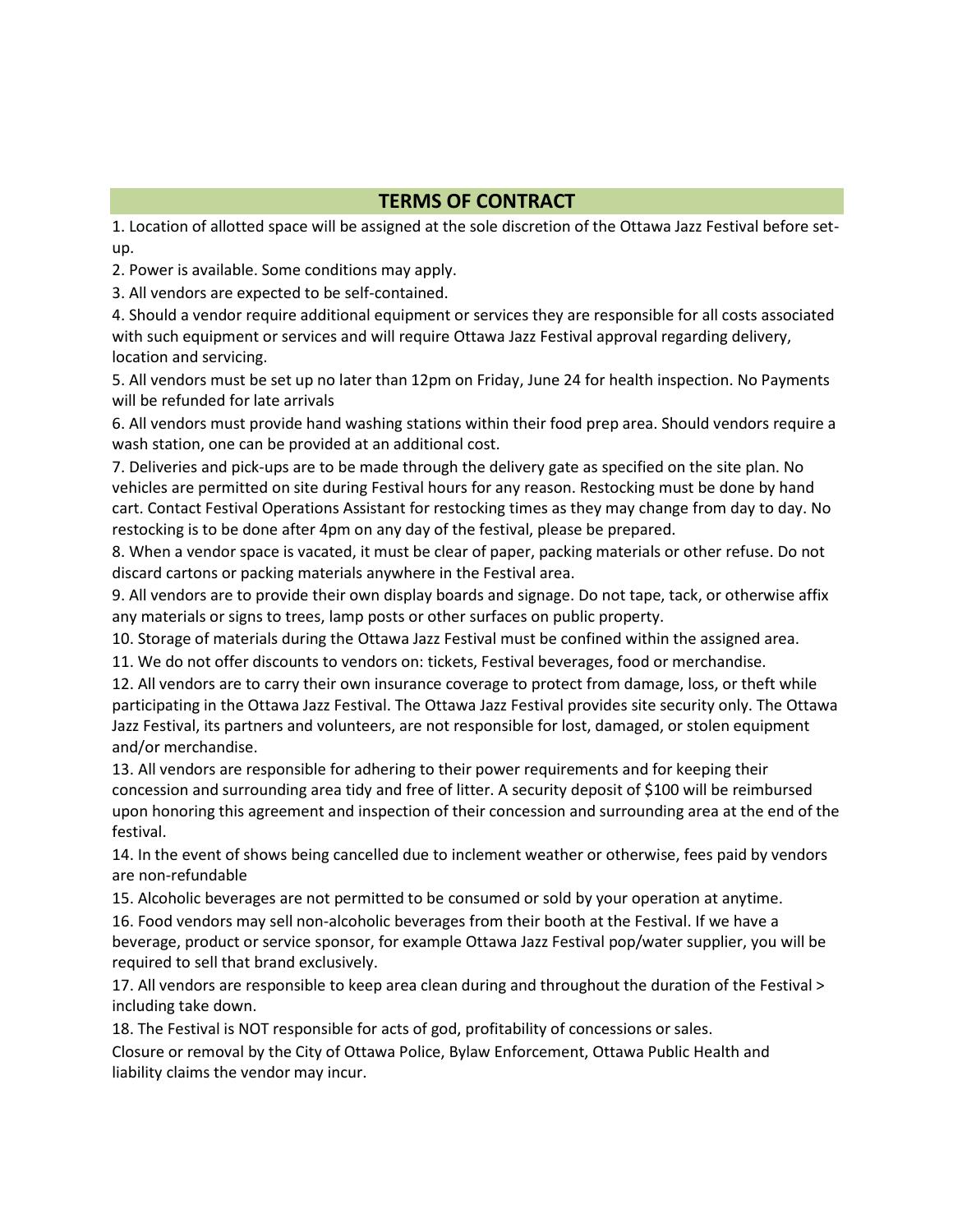## TERMS OF CONTRACT

1. Location of allotted space will be assigned at the sole discretion of the Ottawa Jazz Festival before set-up.
2. Power is available. Some conditions may apply.
3. All vendors are expected to be self-contained.
4. Should a vendor require additional equipment or services they are responsible for all costs associated with such equipment or services and will require Ottawa Jazz Festival approval regarding delivery, location and servicing.
5. All vendors must be set up no later than 12pm on Friday, June 24 for health inspection. No Payments will be refunded for late arrivals
6. All vendors must provide hand washing stations within their food prep area. Should vendors require a wash station, one can be provided at an additional cost.
7. Deliveries and pick-ups are to be made through the delivery gate as specified on the site plan. No vehicles are permitted on site during Festival hours for any reason. Restocking must be done by hand cart. Contact Festival Operations Assistant for restocking times as they may change from day to day. No restocking is to be done after 4pm on any day of the festival, please be prepared.
8. When a vendor space is vacated, it must be clear of paper, packing materials or other refuse. Do not discard cartons or packing materials anywhere in the Festival area.
9. All vendors are to provide their own display boards and signage. Do not tape, tack, or otherwise affix any materials or signs to trees, lamp posts or other surfaces on public property.
10. Storage of materials during the Ottawa Jazz Festival must be confined within the assigned area.
11. We do not offer discounts to vendors on: tickets, Festival beverages, food or merchandise.
12. All vendors are to carry their own insurance coverage to protect from damage, loss, or theft while participating in the Ottawa Jazz Festival. The Ottawa Jazz Festival provides site security only. The Ottawa Jazz Festival, its partners and volunteers, are not responsible for lost, damaged, or stolen equipment and/or merchandise.
13. All vendors are responsible for adhering to their power requirements and for keeping their concession and surrounding area tidy and free of litter. A security deposit of $100 will be reimbursed upon honoring this agreement and inspection of their concession and surrounding area at the end of the festival.
14. In the event of shows being cancelled due to inclement weather or otherwise, fees paid by vendors are non-refundable
15. Alcoholic beverages are not permitted to be consumed or sold by your operation at anytime.
16. Food vendors may sell non-alcoholic beverages from their booth at the Festival. If we have a beverage, product or service sponsor, for example Ottawa Jazz Festival pop/water supplier, you will be required to sell that brand exclusively.
17. All vendors are responsible to keep area clean during and throughout the duration of the Festival > including take down.
18. The Festival is NOT responsible for acts of god, profitability of concessions or sales.

Closure or removal by the City of Ottawa Police, Bylaw Enforcement, Ottawa Public Health and liability claims the vendor may incur.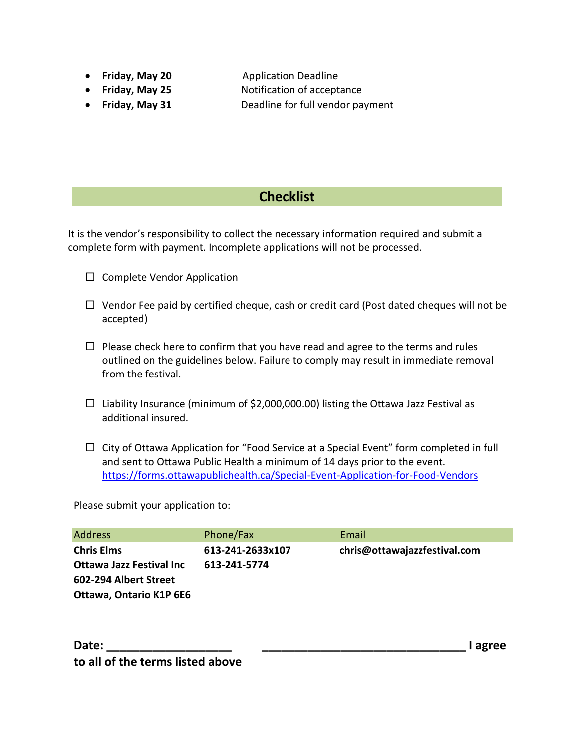- **Friday, May 20** Application Deadline
- **Friday, May 25** Notification of acceptance
- **Friday, May 31** Deadline for full vendor payment

## Checklist

It is the vendor's responsibility to collect the necessary information required and submit a complete form with payment. Incomplete applications will not be processed.

- ☐ Complete Vendor Application
- ☐ Vendor Fee paid by certified cheque, cash or credit card (Post dated cheques will not be accepted)
- ☐ Please check here to confirm that you have read and agree to the terms and rules outlined on the guidelines below. Failure to comply may result in immediate removal from the festival.
- ☐ Liability Insurance (minimum of $2,000,000.00) listing the Ottawa Jazz Festival as additional insured.
- ☐ City of Ottawa Application for "Food Service at a Special Event" form completed in full and sent to Ottawa Public Health a minimum of 14 days prior to the event. https://forms.ottawapublichealth.ca/Special-Event-Application-for-Food-Vendors

Please submit your application to:

| Address | Phone/Fax | Email |
|---|---|---|
| **Chris Elms** | **613-241-2633x107** | **chris@ottawajazzfestival.com** |
| **Ottawa Jazz Festival Inc** | **613-241-5774** | |
| **602-294 Albert Street** | | |
| **Ottawa, Ontario K1P 6E6** | | |

**Date: ____________________ ________________________________ I agree to all of the terms listed above**